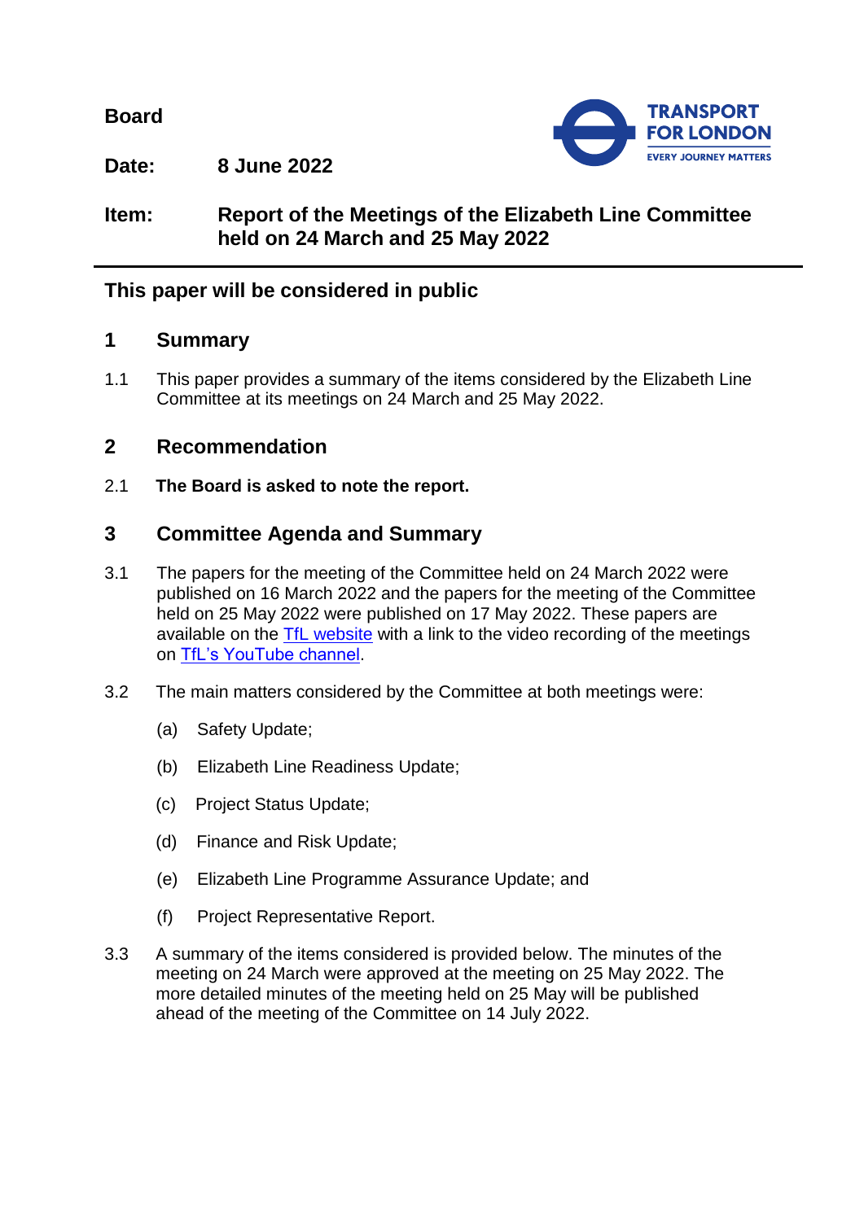**Board**

**Date:** **8 June 2022**

**Item:** **Report of the Meetings of the Elizabeth Line Committee held on 24 March and 25 May 2022**

## This paper will be considered in public

## 1 Summary

1.1 This paper provides a summary of the items considered by the Elizabeth Line Committee at its meetings on 24 March and 25 May 2022.

## 2 Recommendation

2.1 **The Board is asked to note the report.**

## 3 Committee Agenda and Summary

3.1 The papers for the meeting of the Committee held on 24 March 2022 were published on 16 March 2022 and the papers for the meeting of the Committee held on 25 May 2022 were published on 17 May 2022. These papers are available on the TfL website with a link to the video recording of the meetings on TfL's YouTube channel.

3.2 The main matters considered by the Committee at both meetings were:

(a) Safety Update;

(b) Elizabeth Line Readiness Update;

(c) Project Status Update;

(d) Finance and Risk Update;

(e) Elizabeth Line Programme Assurance Update; and

(f) Project Representative Report.

3.3 A summary of the items considered is provided below. The minutes of the meeting on 24 March were approved at the meeting on 25 May 2022. The more detailed minutes of the meeting held on 25 May will be published ahead of the meeting of the Committee on 14 July 2022.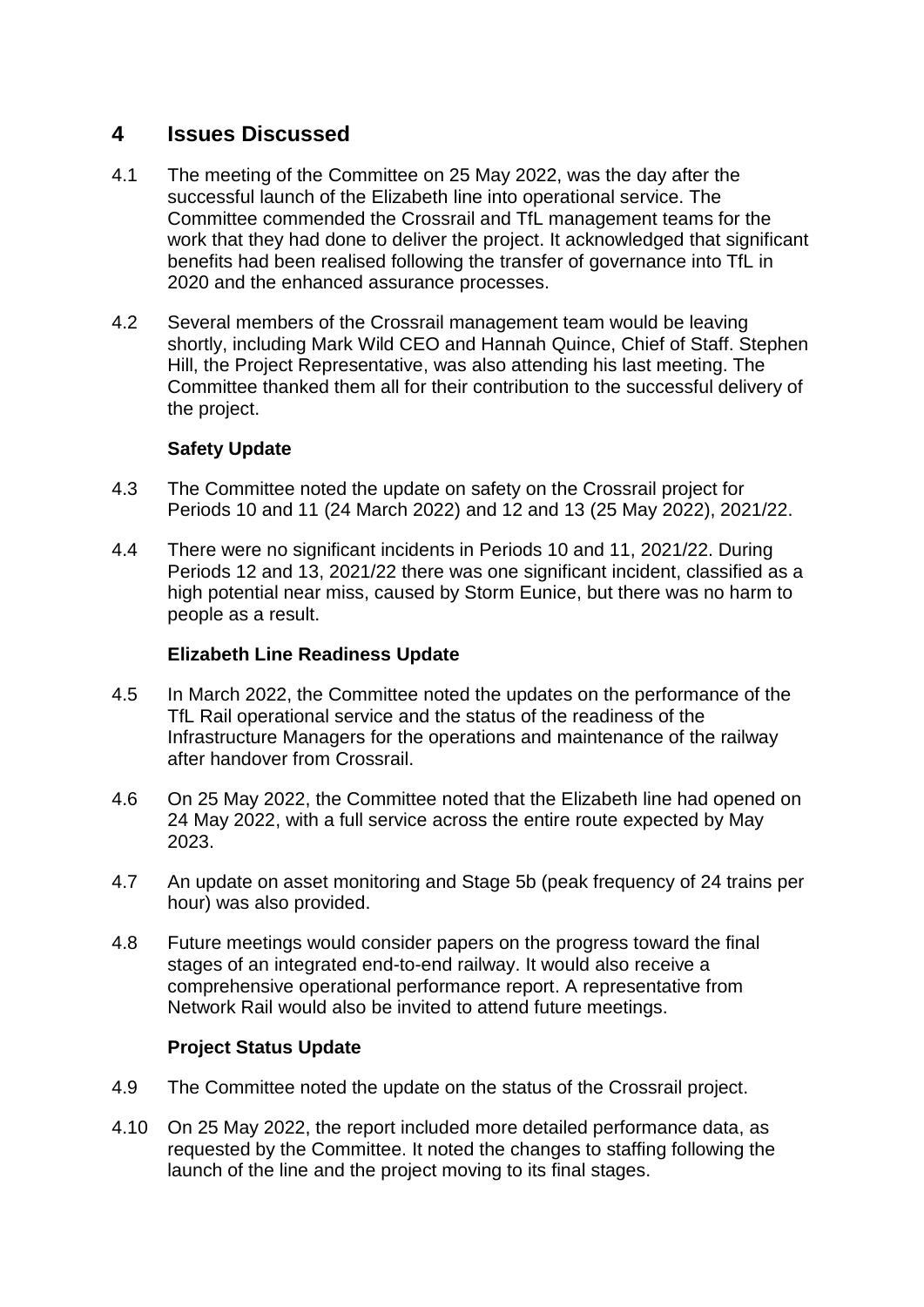## 4 Issues Discussed

4.1 The meeting of the Committee on 25 May 2022, was the day after the successful launch of the Elizabeth line into operational service. The Committee commended the Crossrail and TfL management teams for the work that they had done to deliver the project. It acknowledged that significant benefits had been realised following the transfer of governance into TfL in 2020 and the enhanced assurance processes.

4.2 Several members of the Crossrail management team would be leaving shortly, including Mark Wild CEO and Hannah Quince, Chief of Staff. Stephen Hill, the Project Representative, was also attending his last meeting. The Committee thanked them all for their contribution to the successful delivery of the project.

**Safety Update**

4.3 The Committee noted the update on safety on the Crossrail project for Periods 10 and 11 (24 March 2022) and 12 and 13 (25 May 2022), 2021/22.

4.4 There were no significant incidents in Periods 10 and 11, 2021/22. During Periods 12 and 13, 2021/22 there was one significant incident, classified as a high potential near miss, caused by Storm Eunice, but there was no harm to people as a result.

**Elizabeth Line Readiness Update**

4.5 In March 2022, the Committee noted the updates on the performance of the TfL Rail operational service and the status of the readiness of the Infrastructure Managers for the operations and maintenance of the railway after handover from Crossrail.

4.6 On 25 May 2022, the Committee noted that the Elizabeth line had opened on 24 May 2022, with a full service across the entire route expected by May 2023.

4.7 An update on asset monitoring and Stage 5b (peak frequency of 24 trains per hour) was also provided.

4.8 Future meetings would consider papers on the progress toward the final stages of an integrated end-to-end railway. It would also receive a comprehensive operational performance report. A representative from Network Rail would also be invited to attend future meetings.

**Project Status Update**

4.9 The Committee noted the update on the status of the Crossrail project.

4.10 On 25 May 2022, the report included more detailed performance data, as requested by the Committee. It noted the changes to staffing following the launch of the line and the project moving to its final stages.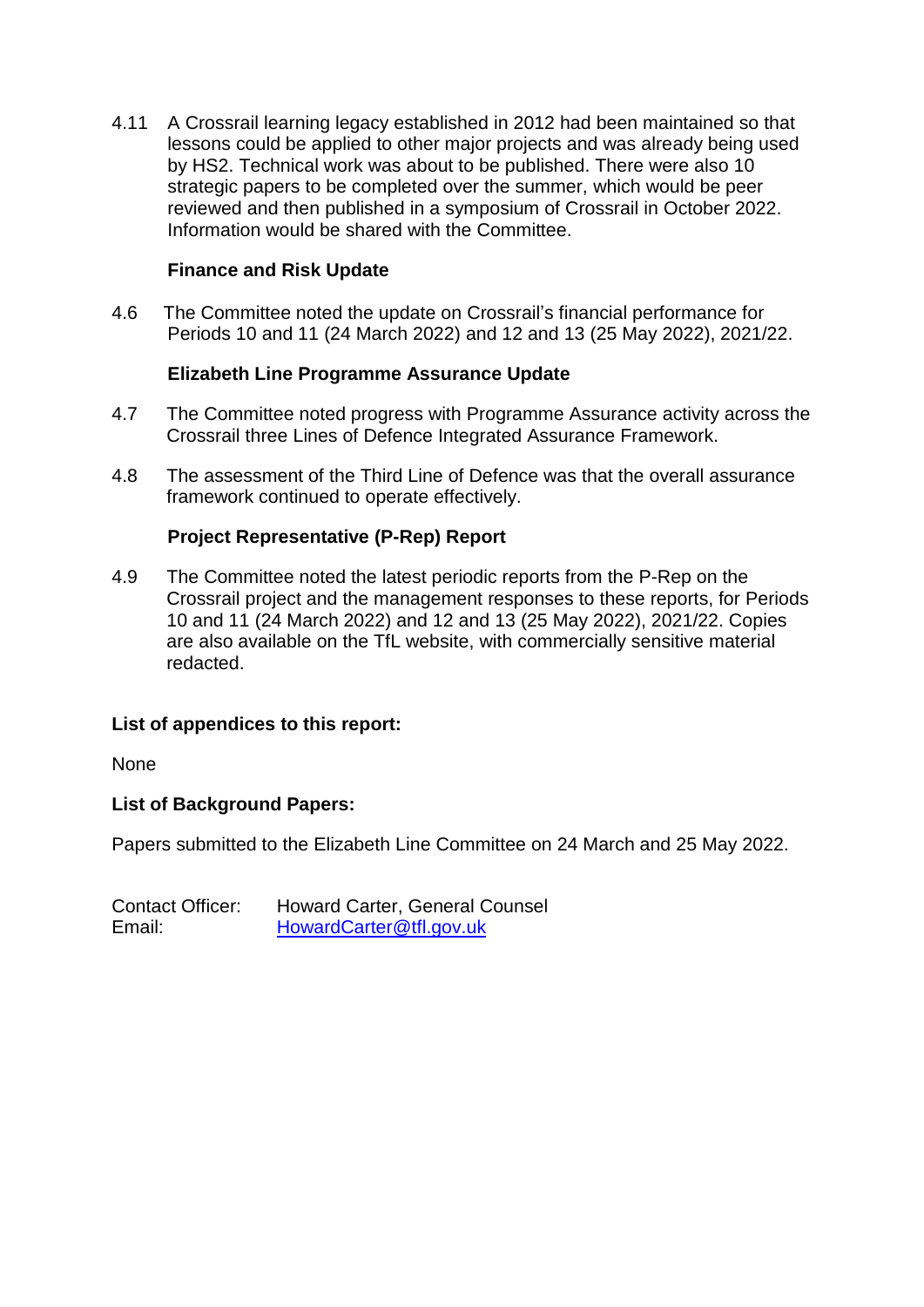4.11 A Crossrail learning legacy established in 2012 had been maintained so that lessons could be applied to other major projects and was already being used by HS2. Technical work was about to be published. There were also 10 strategic papers to be completed over the summer, which would be peer reviewed and then published in a symposium of Crossrail in October 2022. Information would be shared with the Committee.

**Finance and Risk Update**

4.6 The Committee noted the update on Crossrail's financial performance for Periods 10 and 11 (24 March 2022) and 12 and 13 (25 May 2022), 2021/22.

**Elizabeth Line Programme Assurance Update**

4.7 The Committee noted progress with Programme Assurance activity across the Crossrail three Lines of Defence Integrated Assurance Framework.

4.8 The assessment of the Third Line of Defence was that the overall assurance framework continued to operate effectively.

**Project Representative (P-Rep) Report**

4.9 The Committee noted the latest periodic reports from the P-Rep on the Crossrail project and the management responses to these reports, for Periods 10 and 11 (24 March 2022) and 12 and 13 (25 May 2022), 2021/22. Copies are also available on the TfL website, with commercially sensitive material redacted.

**List of appendices to this report:**

None

**List of Background Papers:**

Papers submitted to the Elizabeth Line Committee on 24 March and 25 May 2022.

Contact Officer: Howard Carter, General Counsel
Email: HowardCarter@tfl.gov.uk